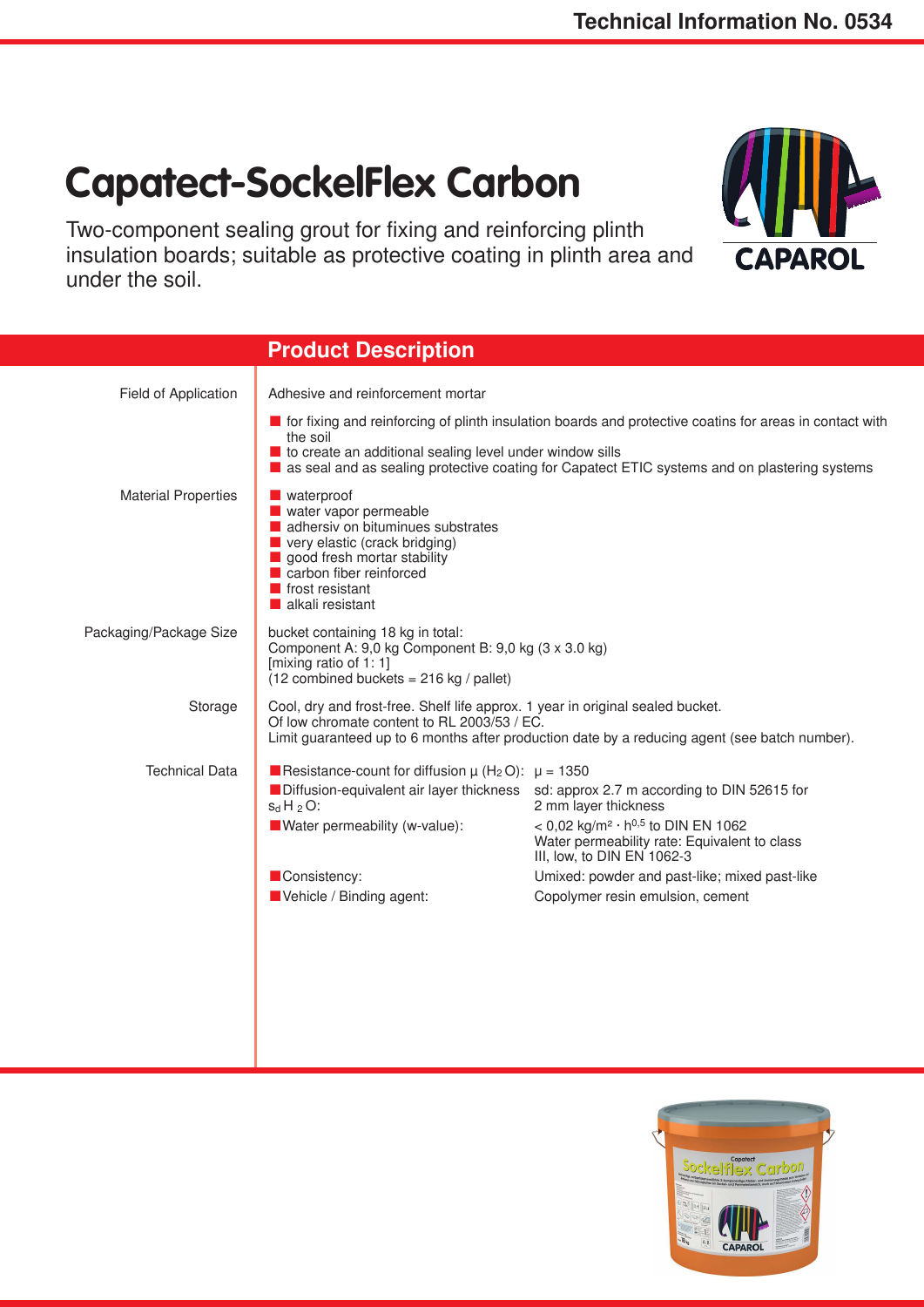Technical Information No. 0534

# Capatect-SockelFlex Carbon

Two-component sealing grout for fixing and reinforcing plinth insulation boards; suitable as protective coating in plinth area and under the soil.

## Product Description

**Field of Application**

Adhesive and reinforcement mortar

- for fixing and reinforcing of plinth insulation boards and protective coatins for areas in contact with the soil
- to create an additional sealing level under window sills
- as seal and as sealing protective coating for Capatect ETIC systems and on plastering systems

**Material Properties**

- waterproof
- water vapor permeable
- adhersiv on bituminues substrates
- very elastic (crack bridging)
- good fresh mortar stability
- carbon fiber reinforced
- frost resistant
- alkali resistant

**Packaging/Package Size**

bucket containing 18 kg in total:
Component A: 9,0 kg Component B: 9,0 kg (3 x 3.0 kg)
[mixing ratio of 1: 1]
(12 combined buckets = 216 kg / pallet)

**Storage**

Cool, dry and frost-free. Shelf life approx. 1 year in original sealed bucket.
Of low chromate content to RL 2003/53 / EC.
Limit guaranteed up to 6 months after production date by a reducing agent (see batch number).

**Technical Data**

| | |
|---|---|
| Resistance-count for diffusion μ ($H_2O$): | μ = 1350 |
| Diffusion-equivalent air layer thickness $s_d$ $H_2O$: | sd: approx 2.7 m according to DIN 52615 for 2 mm layer thickness |
| Water permeability (w-value): | < 0,02 $kg/m^2 \cdot h^{0,5}$ to DIN EN 1062<br>Water permeability rate: Equivalent to class III, low, to DIN EN 1062-3 |
| Consistency: | Umixed: powder and past-like; mixed past-like |
| Vehicle / Binding agent: | Copolymer resin emulsion, cement |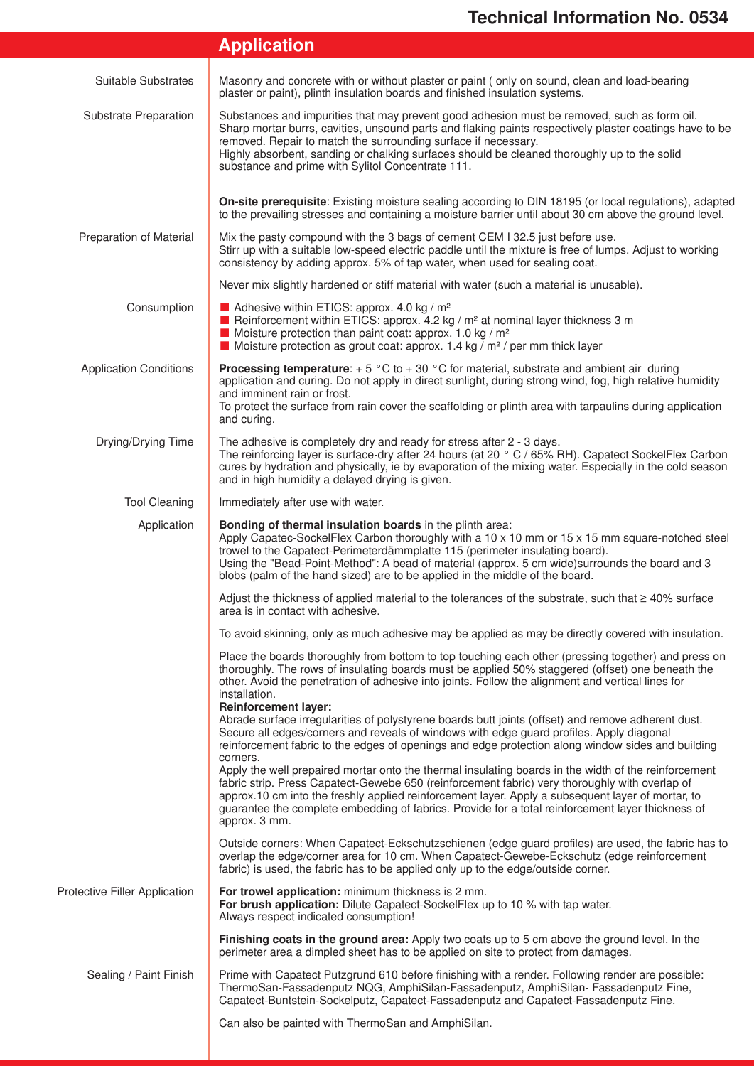# Application

| | |
|---|---|
| Suitable Substrates | Masonry and concrete with or without plaster or paint ( only on sound, clean and load-bearing plaster or paint), plinth insulation boards and finished insulation systems. |
| Substrate Preparation | Substances and impurities that may prevent good adhesion must be removed, such as form oil. Sharp mortar burrs, cavities, unsound parts and flaking paints respectively plaster coatings have to be removed. Repair to match the surrounding surface if necessary.<br>Highly absorbent, sanding or chalking surfaces should be cleaned thoroughly up to the solid substance and prime with Sylitol Concentrate 111.<br><br>**On-site prerequisite**: Existing moisture sealing according to DIN 18195 (or local regulations), adapted to the prevailing stresses and containing a moisture barrier until about 30 cm above the ground level. |
| Preparation of Material | Mix the pasty compound with the 3 bags of cement CEM I 32.5 just before use.<br>Stirr up with a suitable low-speed electric paddle until the mixture is free of lumps. Adjust to working consistency by adding approx. 5% of tap water, when used for sealing coat.<br><br>Never mix slightly hardened or stiff material with water (such a material is unusable). |
| Consumption | ■ Adhesive within ETICS: approx. 4.0 kg / m²<br>■ Reinforcement within ETICS: approx. 4.2 kg / m² at nominal layer thickness 3 m<br>■ Moisture protection than paint coat: approx. 1.0 kg / m²<br>■ Moisture protection as grout coat: approx. 1.4 kg / m² / per mm thick layer |
| Application Conditions | **Processing temperature**: + 5 °C to + 30 °C for material, substrate and ambient air during application and curing. Do not apply in direct sunlight, during strong wind, fog, high relative humidity and imminent rain or frost.<br>To protect the surface from rain cover the scaffolding or plinth area with tarpaulins during application and curing. |
| Drying/Drying Time | The adhesive is completely dry and ready for stress after 2 - 3 days.<br>The reinforcing layer is surface-dry after 24 hours (at 20 ° C / 65% RH). Capatect SockelFlex Carbon cures by hydration and physically, ie by evaporation of the mixing water. Especially in the cold season and in high humidity a delayed drying is given. |
| Tool Cleaning | Immediately after use with water. |
| Application | **Bonding of thermal insulation boards** in the plinth area:<br>Apply Capatec-SockelFlex Carbon thoroughly with a 10 x 10 mm or 15 x 15 mm square-notched steel trowel to the Capatect-Perimeterdämmplatte 115 (perimeter insulating board).<br>Using the "Bead-Point-Method": A bead of material (approx. 5 cm wide)surrounds the board and 3 blobs (palm of the hand sized) are to be applied in the middle of the board.<br><br>Adjust the thickness of applied material to the tolerances of the substrate, such that ≥ 40% surface area is in contact with adhesive.<br><br>To avoid skinning, only as much adhesive may be applied as may be directly covered with insulation.<br><br>Place the boards thoroughly from bottom to top touching each other (pressing together) and press on thoroughly. The rows of insulating boards must be applied 50% staggered (offset) one beneath the other. Avoid the penetration of adhesive into joints. Follow the alignment and vertical lines for installation.<br>**Reinforcement layer:**<br>Abrade surface irregularities of polystyrene boards butt joints (offset) and remove adherent dust. Secure all edges/corners and reveals of windows with edge guard profiles. Apply diagonal reinforcement fabric to the edges of openings and edge protection along window sides and building corners.<br>Apply the well prepaired mortar onto the thermal insulating boards in the width of the reinforcement fabric strip. Press Capatect-Gewebe 650 (reinforcement fabric) very thoroughly with overlap of approx.10 cm into the freshly applied reinforcement layer. Apply a subsequent layer of mortar, to guarantee the complete embedding of fabrics. Provide for a total reinforcement layer thickness of approx. 3 mm.<br><br>Outside corners: When Capatect-Eckschutzschienen (edge guard profiles) are used, the fabric has to overlap the edge/corner area for 10 cm. When Capatect-Gewebe-Eckschutz (edge reinforcement fabric) is used, the fabric has to be applied only up to the edge/outside corner. |
| Protective Filler Application | **For trowel application:** minimum thickness is 2 mm.<br>**For brush application:** Dilute Capatect-SockelFlex up to 10 % with tap water.<br>Always respect indicated consumption!<br><br>**Finishing coats in the ground area:** Apply two coats up to 5 cm above the ground level. In the perimeter area a dimpled sheet has to be applied on site to protect from damages. |
| Sealing / Paint Finish | Prime with Capatect Putzgrund 610 before finishing with a render. Following render are possible: ThermoSan-Fassadenputz NQG, AmphiSilan-Fassadenputz, AmphiSilan- Fassadenputz Fine, Capatect-Buntstein-Sockelputz, Capatect-Fassadenputz and Capatect-Fassadenputz Fine.<br><br>Can also be painted with ThermoSan and AmphiSilan. |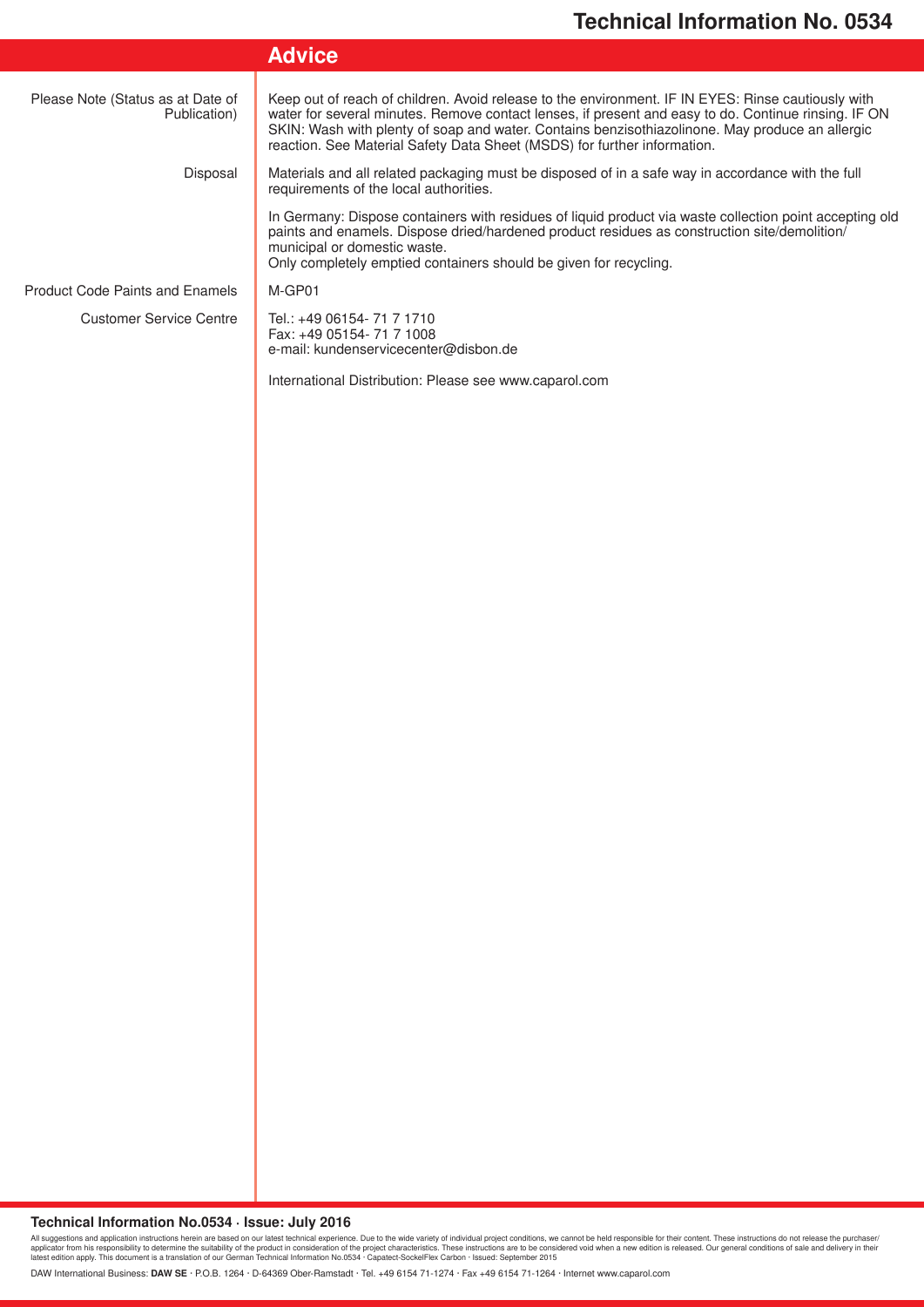## Advice

| | |
|---|---|
| Please Note (Status as at Date of Publication) | Keep out of reach of children. Avoid release to the environment. IF IN EYES: Rinse cautiously with water for several minutes. Remove contact lenses, if present and easy to do. Continue rinsing. IF ON SKIN: Wash with plenty of soap and water. Contains benzisothiazolinone. May produce an allergic reaction. See Material Safety Data Sheet (MSDS) for further information. |
| Disposal | Materials and all related packaging must be disposed of in a safe way in accordance with the full requirements of the local authorities.<br><br>In Germany: Dispose containers with residues of liquid product via waste collection point accepting old paints and enamels. Dispose dried/hardened product residues as construction site/demolition/ municipal or domestic waste.<br>Only completely emptied containers should be given for recycling. |
| Product Code Paints and Enamels | M-GP01 |
| Customer Service Centre | Tel.: +49 06154- 71 7 1710<br>Fax: +49 05154- 71 7 1008<br>e-mail: kundenservicecenter@disbon.de<br><br>International Distribution: Please see www.caparol.com |

**Technical Information No.0534 · Issue: July 2016**

All suggestions and application instructions herein are based on our latest technical experience. Due to the wide variety of individual project conditions, we cannot be held responsible for their content. These instructions do not release the purchaser/applicator from his responsibility to determine the suitability of the product in consideration of the project characteristics. These instructions are to be considered void when a new edition is released. Our general conditions of sale and delivery in their latest edition apply. This document is a translation of our German Technical Information No.0534 · Capatect-SockelFlex Carbon · Issued: September 2015

DAW International Business: **DAW SE** · P.O.B. 1264 · D-64369 Ober-Ramstadt · Tel. +49 6154 71-1274 · Fax +49 6154 71-1264 · Internet www.caparol.com